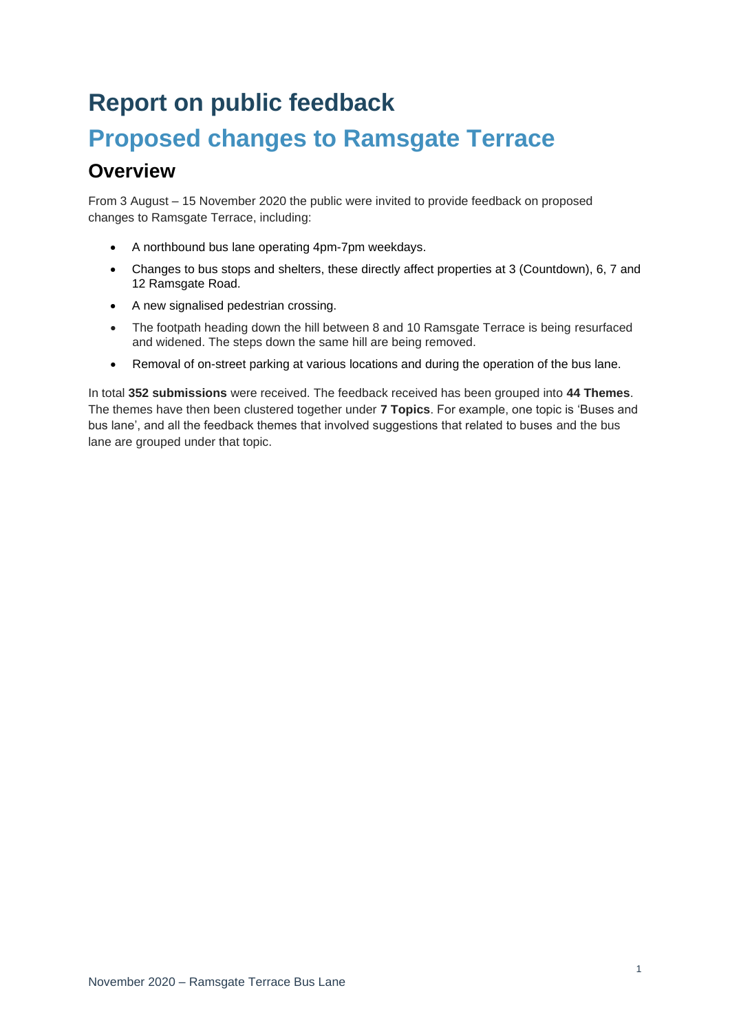# Report on public feedback

# Proposed changes to Ramsgate Terrace

## Overview

From 3 August – 15 November 2020 the public were invited to provide feedback on proposed changes to Ramsgate Terrace, including:

- A northbound bus lane operating 4pm-7pm weekdays.
- Changes to bus stops and shelters, these directly affect properties at 3 (Countdown), 6, 7 and 12 Ramsgate Road.
- A new signalised pedestrian crossing.
- The footpath heading down the hill between 8 and 10 Ramsgate Terrace is being resurfaced and widened. The steps down the same hill are being removed.
- Removal of on-street parking at various locations and during the operation of the bus lane.

In total **352 submissions** were received. The feedback received has been grouped into **44 Themes**. The themes have then been clustered together under **7 Topics**. For example, one topic is 'Buses and bus lane', and all the feedback themes that involved suggestions that related to buses and the bus lane are grouped under that topic.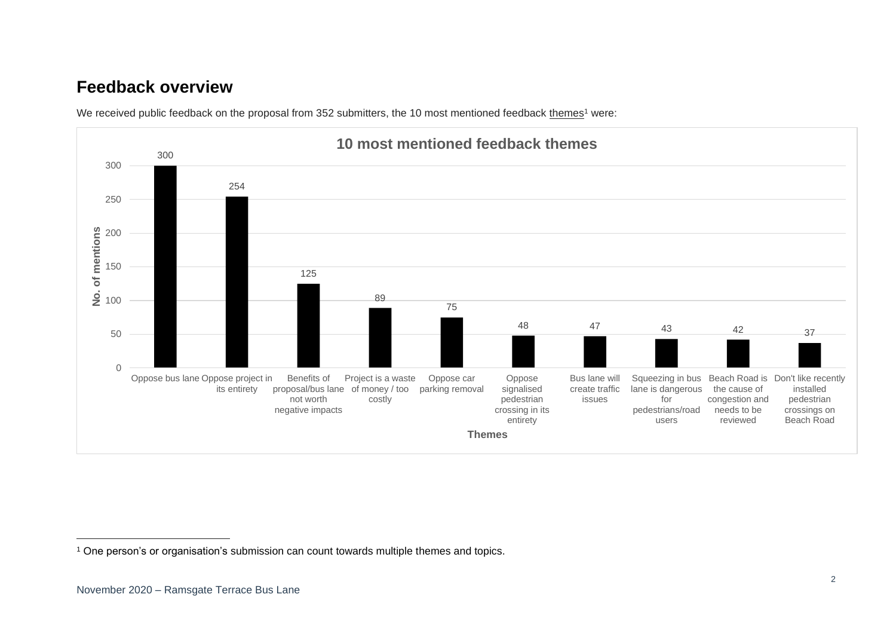## Feedback overview

We received public feedback on the proposal from 352 submitters, the 10 most mentioned feedback themes[1] were:

**10 most mentioned feedback themes**

| Themes | No. of mentions |
| --- | --- |
| Oppose bus lane | 300 |
| Oppose project in its entirety | 254 |
| Benefits of proposal/bus lane not worth negative impacts | 125 |
| Project is a waste of money / too costly | 89 |
| Oppose car parking removal | 75 |
| Oppose signalised pedestrian crossing in its entirety | 48 |
| Bus lane will create traffic issues | 47 |
| Squeezing in bus lane is dangerous for pedestrians/road users | 43 |
| Beach Road is the cause of congestion and needs to be reviewed | 42 |
| Don't like recently installed pedestrian crossings on Beach Road | 37 |

[1] One person's or organisation's submission can count towards multiple themes and topics.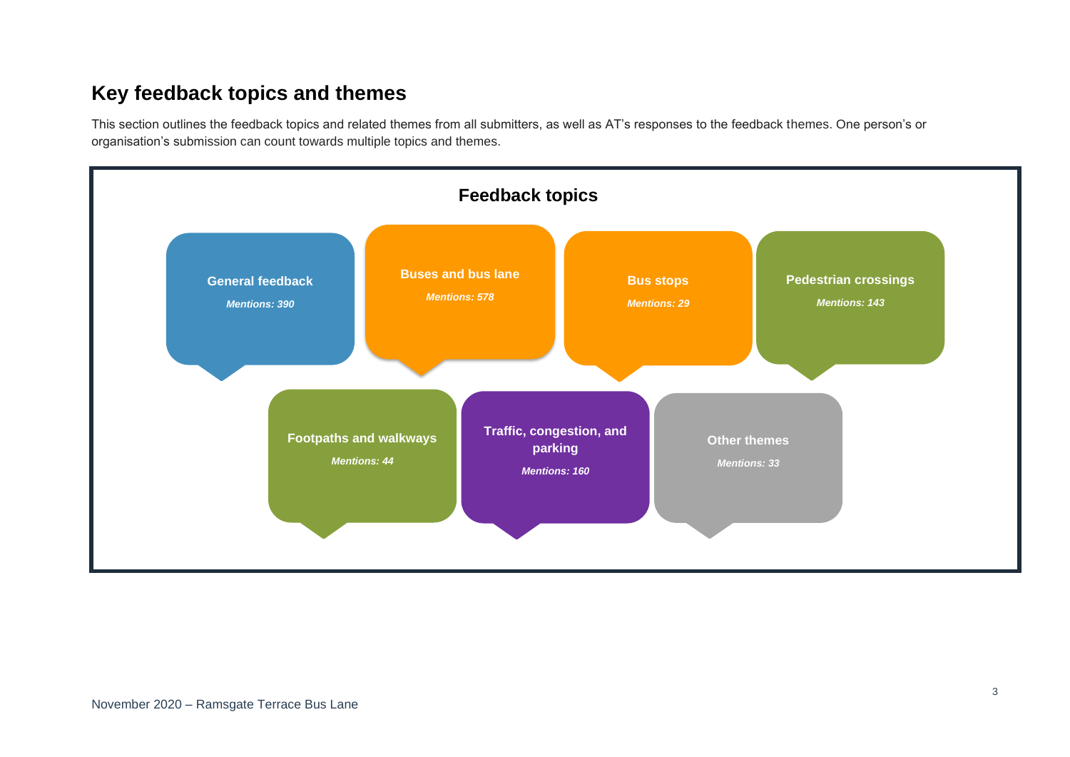## Key feedback topics and themes

This section outlines the feedback topics and related themes from all submitters, as well as AT's responses to the feedback themes. One person's or organisation's submission can count towards multiple topics and themes.

### Feedback topics

**General feedback**
*Mentions: 390*

**Buses and bus lane**
*Mentions: 578*

**Bus stops**
*Mentions: 29*

**Pedestrian crossings**
*Mentions: 143*

**Footpaths and walkways**
*Mentions: 44*

**Traffic, congestion, and parking**
*Mentions: 160*

**Other themes**
*Mentions: 33*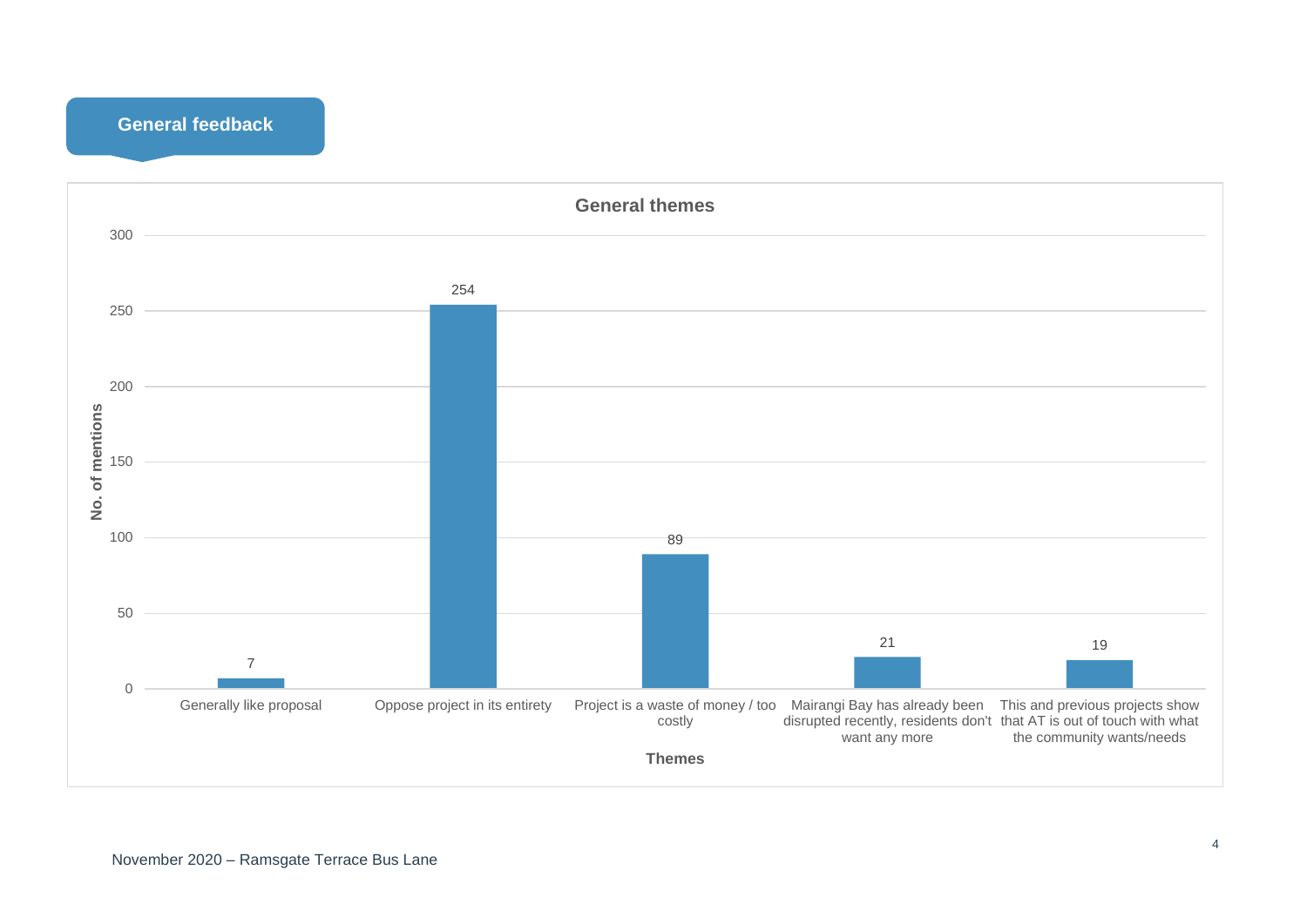## General feedback

**General themes**

| Themes | No. of mentions |
| --- | --- |
| Generally like proposal | 7 |
| Oppose project in its entirety | 254 |
| Project is a waste of money / too costly | 89 |
| Mairangi Bay has already been disrupted recently, residents don't want any more | 21 |
| This and previous projects show that AT is out of touch with what the community wants/needs | 19 |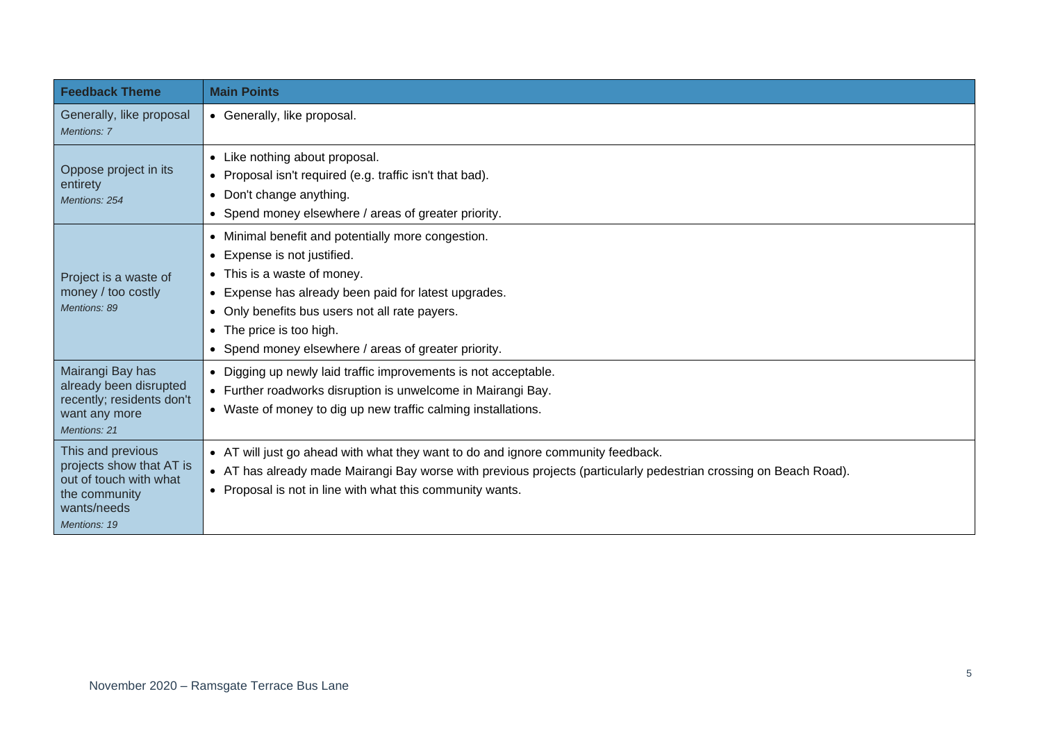| Feedback Theme | Main Points |
|---|---|
| Generally, like proposal *Mentions: 7* | • Generally, like proposal. |
| Oppose project in its entirety *Mentions: 254* | • Like nothing about proposal.<br>• Proposal isn't required (e.g. traffic isn't that bad).<br>• Don't change anything.<br>• Spend money elsewhere / areas of greater priority. |
| Project is a waste of money / too costly *Mentions: 89* | • Minimal benefit and potentially more congestion.<br>• Expense is not justified.<br>• This is a waste of money.<br>• Expense has already been paid for latest upgrades.<br>• Only benefits bus users not all rate payers.<br>• The price is too high.<br>• Spend money elsewhere / areas of greater priority. |
| Mairangi Bay has already been disrupted recently; residents don't want any more *Mentions: 21* | • Digging up newly laid traffic improvements is not acceptable.<br>• Further roadworks disruption is unwelcome in Mairangi Bay.<br>• Waste of money to dig up new traffic calming installations. |
| This and previous projects show that AT is out of touch with what the community wants/needs *Mentions: 19* | • AT will just go ahead with what they want to do and ignore community feedback.<br>• AT has already made Mairangi Bay worse with previous projects (particularly pedestrian crossing on Beach Road).<br>• Proposal is not in line with what this community wants. |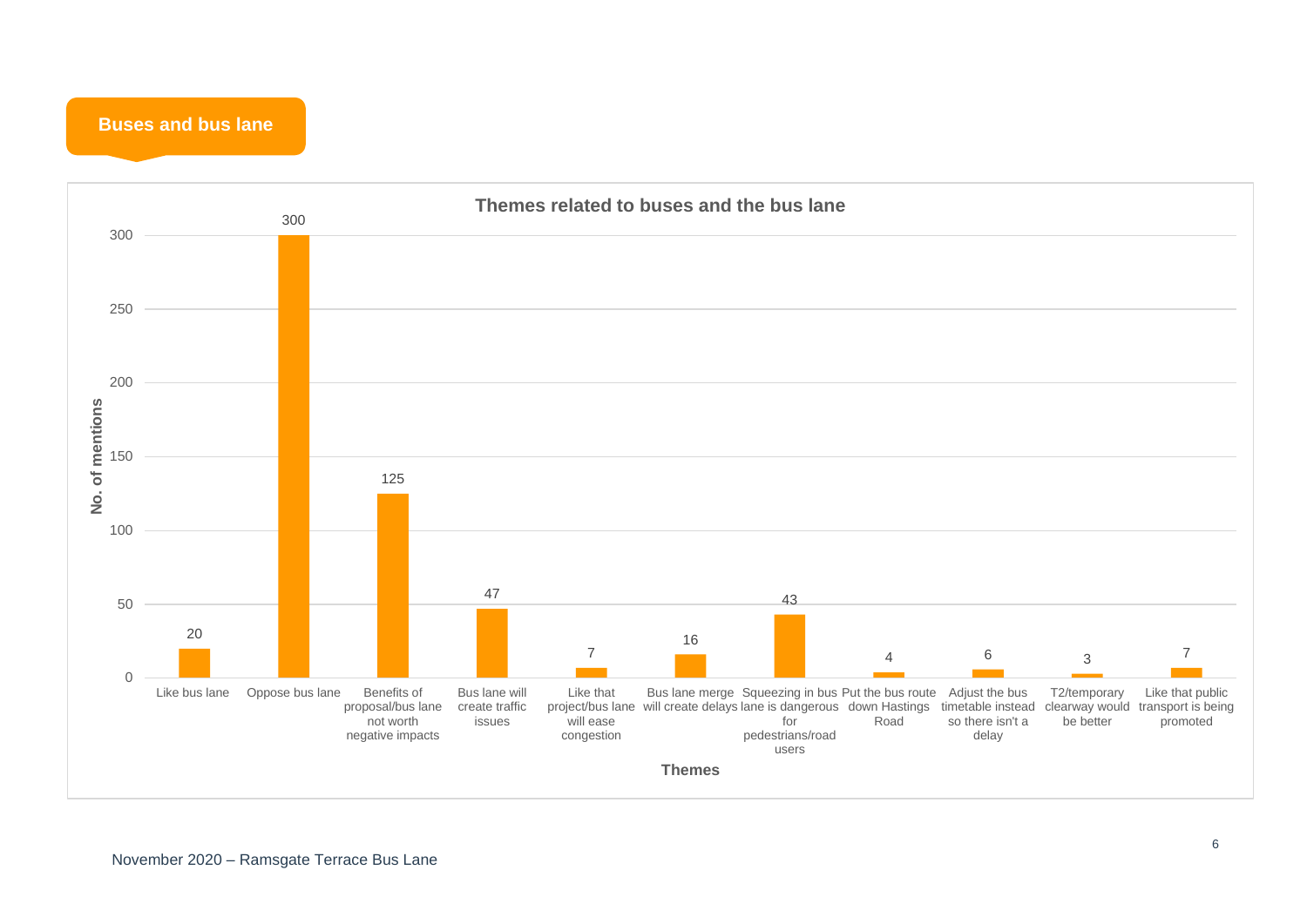## Buses and bus lane

**Themes related to buses and the bus lane**

| Themes | No. of mentions |
| --- | --- |
| Like bus lane | 20 |
| Oppose bus lane | 300 |
| Benefits of proposal/bus lane not worth negative impacts | 125 |
| Bus lane will create traffic issues | 47 |
| Like that project/bus lane will ease congestion | 7 |
| Bus lane merge will create delays | 16 |
| Squeezing in bus lane is dangerous for pedestrians/road users | 43 |
| Put the bus route down Hastings Road | 4 |
| Adjust the bus timetable instead so there isn't a delay | 6 |
| T2/temporary clearway would be better | 3 |
| Like that public transport is being promoted | 7 |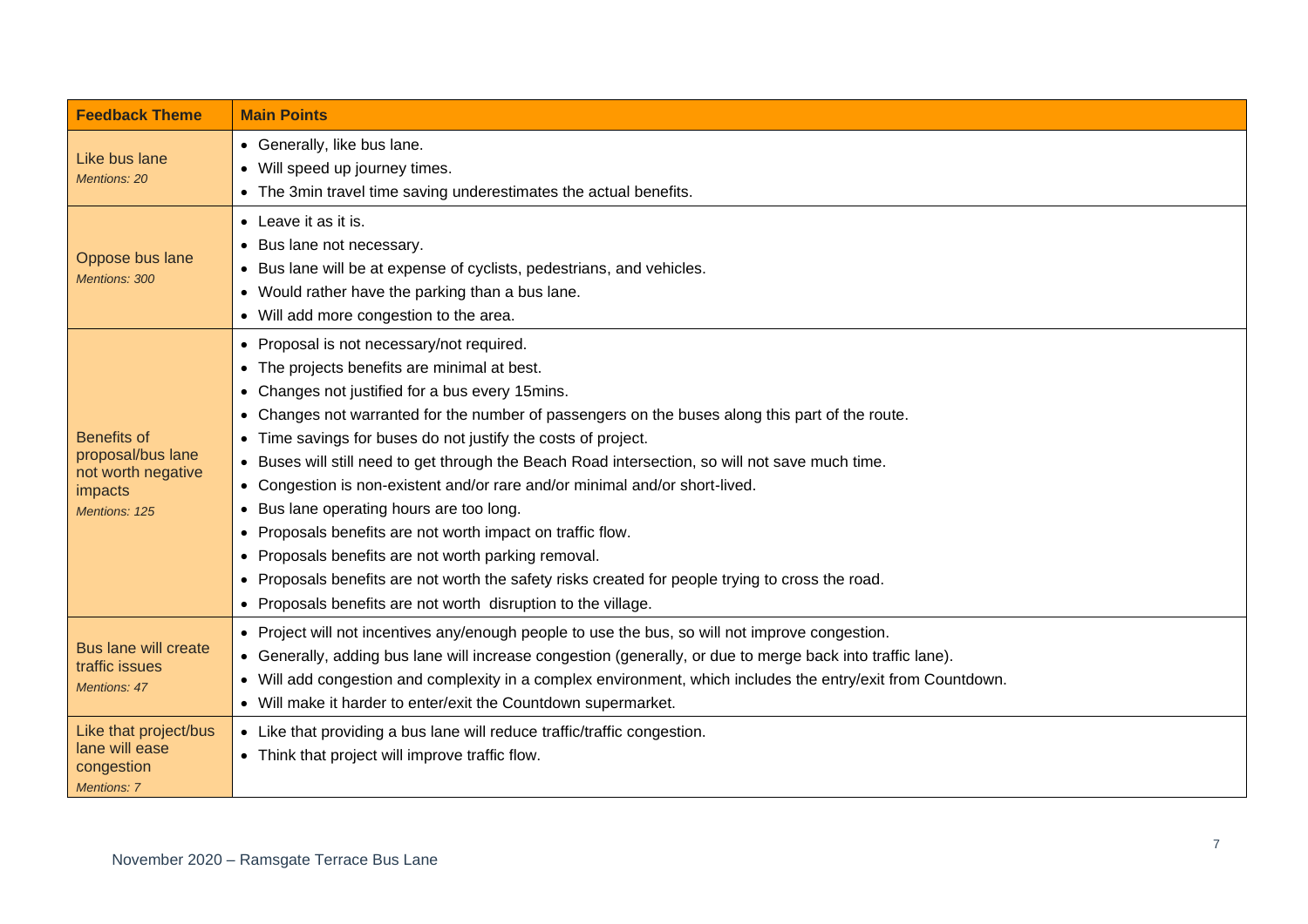| Feedback Theme | Main Points |
|---|---|
| Like bus lane *Mentions: 20* | • Generally, like bus lane.<br>• Will speed up journey times.<br>• The 3min travel time saving underestimates the actual benefits. |
| Oppose bus lane *Mentions: 300* | • Leave it as it is.<br>• Bus lane not necessary.<br>• Bus lane will be at expense of cyclists, pedestrians, and vehicles.<br>• Would rather have the parking than a bus lane.<br>• Will add more congestion to the area. |
| Benefits of proposal/bus lane not worth negative impacts *Mentions: 125* | • Proposal is not necessary/not required.<br>• The projects benefits are minimal at best.<br>• Changes not justified for a bus every 15mins.<br>• Changes not warranted for the number of passengers on the buses along this part of the route.<br>• Time savings for buses do not justify the costs of project.<br>• Buses will still need to get through the Beach Road intersection, so will not save much time.<br>• Congestion is non-existent and/or rare and/or minimal and/or short-lived.<br>• Bus lane operating hours are too long.<br>• Proposals benefits are not worth impact on traffic flow.<br>• Proposals benefits are not worth parking removal.<br>• Proposals benefits are not worth the safety risks created for people trying to cross the road.<br>• Proposals benefits are not worth disruption to the village. |
| Bus lane will create traffic issues *Mentions: 47* | • Project will not incentives any/enough people to use the bus, so will not improve congestion.<br>• Generally, adding bus lane will increase congestion (generally, or due to merge back into traffic lane).<br>• Will add congestion and complexity in a complex environment, which includes the entry/exit from Countdown.<br>• Will make it harder to enter/exit the Countdown supermarket. |
| Like that project/bus lane will ease congestion *Mentions: 7* | • Like that providing a bus lane will reduce traffic/traffic congestion.<br>• Think that project will improve traffic flow. |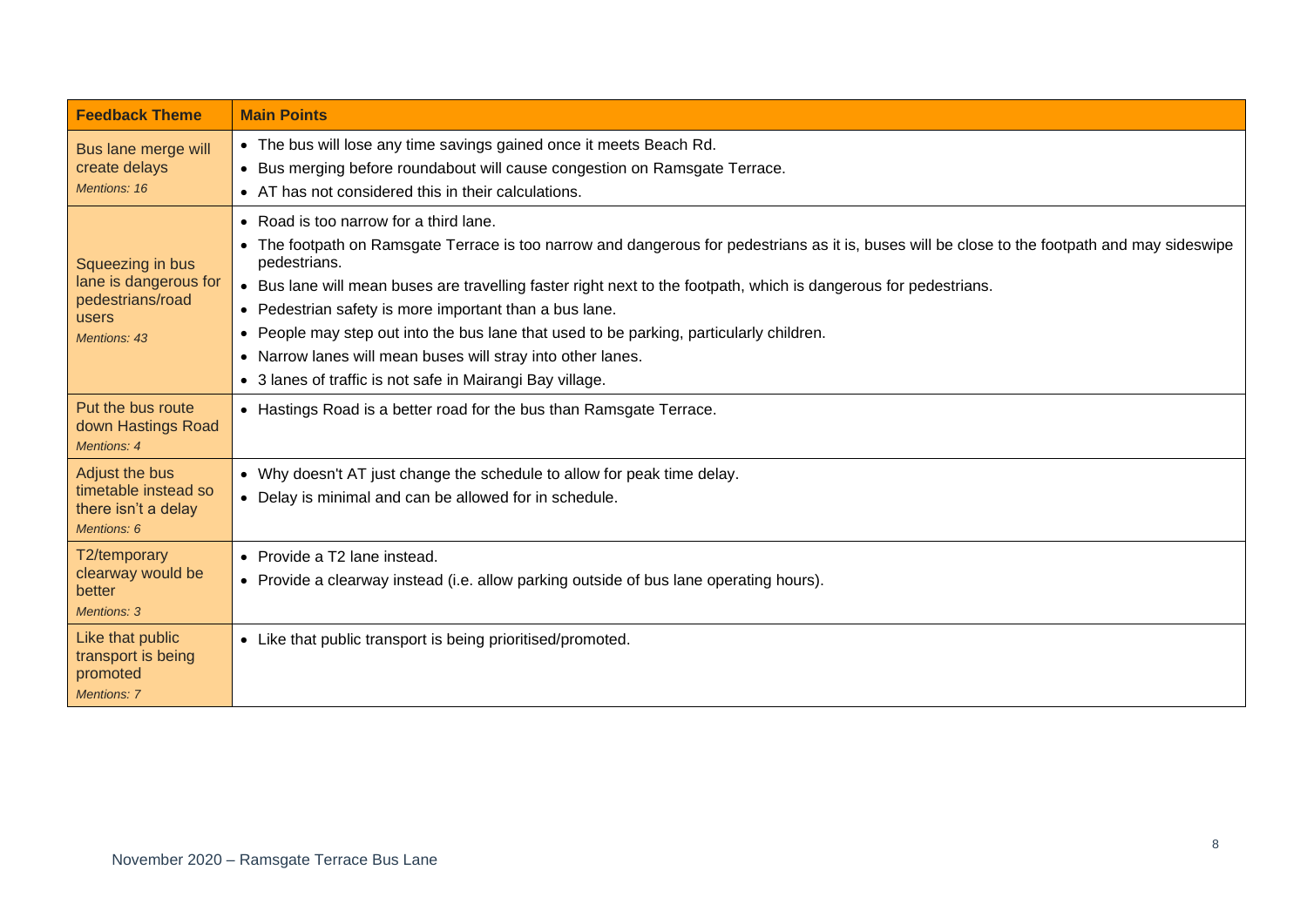| Feedback Theme | Main Points |
|---|---|
| Bus lane merge will create delays<br>*Mentions: 16* | • The bus will lose any time savings gained once it meets Beach Rd.<br>• Bus merging before roundabout will cause congestion on Ramsgate Terrace.<br>• AT has not considered this in their calculations. |
| Squeezing in bus lane is dangerous for pedestrians/road users<br>*Mentions: 43* | • Road is too narrow for a third lane.<br>• The footpath on Ramsgate Terrace is too narrow and dangerous for pedestrians as it is, buses will be close to the footpath and may sideswipe pedestrians.<br>• Bus lane will mean buses are travelling faster right next to the footpath, which is dangerous for pedestrians.<br>• Pedestrian safety is more important than a bus lane.<br>• People may step out into the bus lane that used to be parking, particularly children.<br>• Narrow lanes will mean buses will stray into other lanes.<br>• 3 lanes of traffic is not safe in Mairangi Bay village. |
| Put the bus route down Hastings Road<br>*Mentions: 4* | • Hastings Road is a better road for the bus than Ramsgate Terrace. |
| Adjust the bus timetable instead so there isn't a delay<br>*Mentions: 6* | • Why doesn't AT just change the schedule to allow for peak time delay.<br>• Delay is minimal and can be allowed for in schedule. |
| T2/temporary clearway would be better<br>*Mentions: 3* | • Provide a T2 lane instead.<br>• Provide a clearway instead (i.e. allow parking outside of bus lane operating hours). |
| Like that public transport is being promoted<br>*Mentions: 7* | • Like that public transport is being prioritised/promoted. |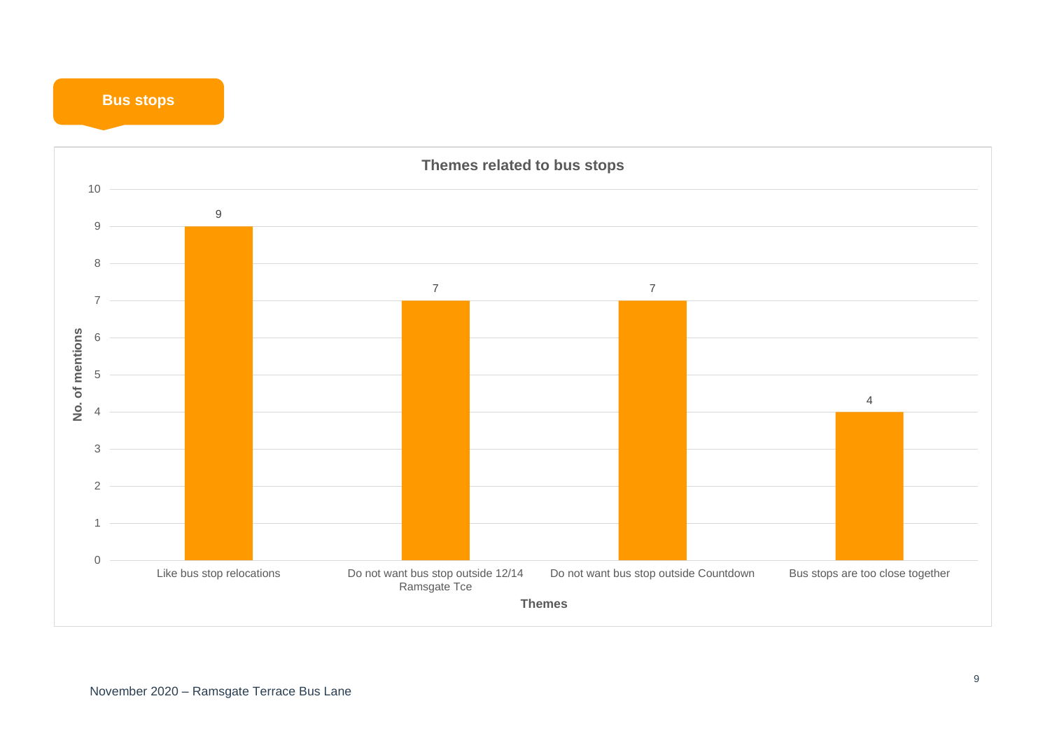## Bus stops

**Themes related to bus stops**

| Themes | No. of mentions |
|---|---|
| Like bus stop relocations | 9 |
| Do not want bus stop outside 12/14 Ramsgate Tce | 7 |
| Do not want bus stop outside Countdown | 7 |
| Bus stops are too close together | 4 |

November 2020 – Ramsgate Terrace Bus Lane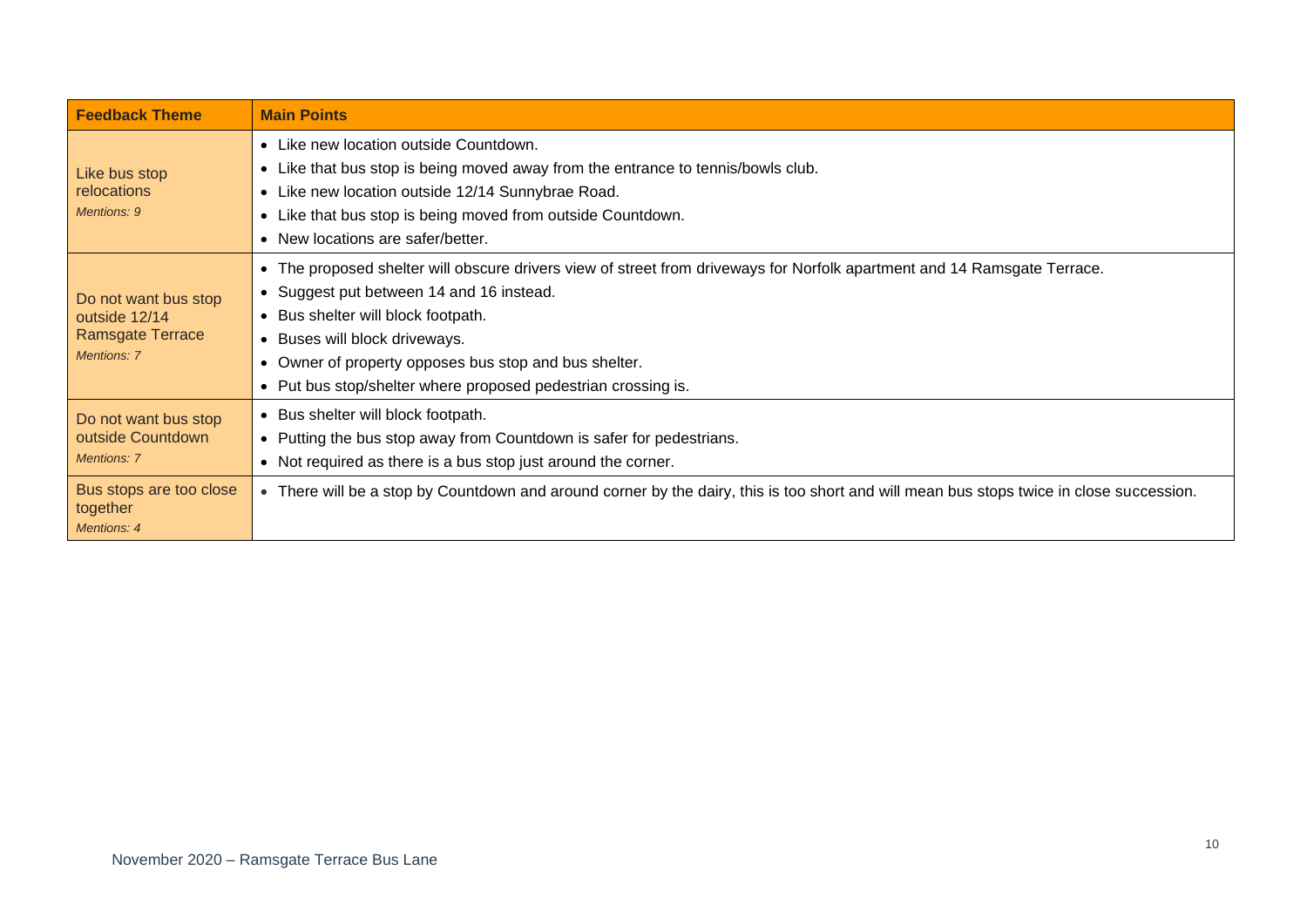| Feedback Theme | Main Points |
|---|---|
| Like bus stop relocations<br>*Mentions: 9* | • Like new location outside Countdown.<br>• Like that bus stop is being moved away from the entrance to tennis/bowls club.<br>• Like new location outside 12/14 Sunnybrae Road.<br>• Like that bus stop is being moved from outside Countdown.<br>• New locations are safer/better. |
| Do not want bus stop outside 12/14 Ramsgate Terrace<br>*Mentions: 7* | • The proposed shelter will obscure drivers view of street from driveways for Norfolk apartment and 14 Ramsgate Terrace.<br>• Suggest put between 14 and 16 instead.<br>• Bus shelter will block footpath.<br>• Buses will block driveways.<br>• Owner of property opposes bus stop and bus shelter.<br>• Put bus stop/shelter where proposed pedestrian crossing is. |
| Do not want bus stop outside Countdown<br>*Mentions: 7* | • Bus shelter will block footpath.<br>• Putting the bus stop away from Countdown is safer for pedestrians.<br>• Not required as there is a bus stop just around the corner. |
| Bus stops are too close together<br>*Mentions: 4* | • There will be a stop by Countdown and around corner by the dairy, this is too short and will mean bus stops twice in close succession. |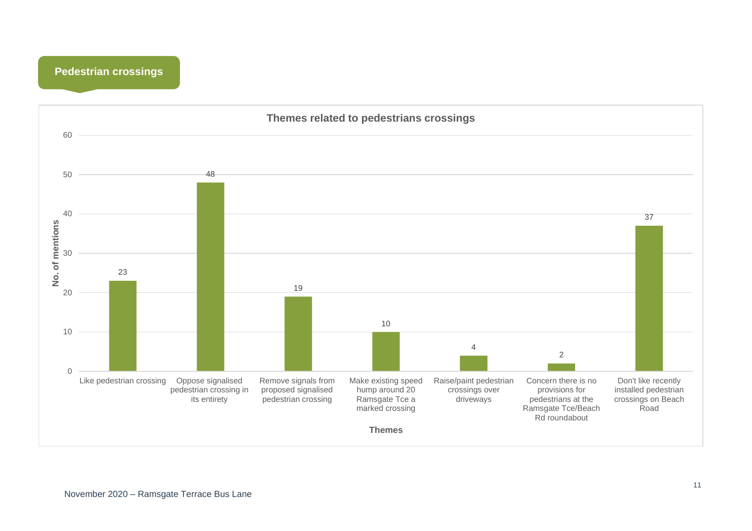## Pedestrian crossings

**Themes related to pedestrians crossings**

| Themes | No. of mentions |
|---|---|
| Like pedestrian crossing | 23 |
| Oppose signalised pedestrian crossing in its entirety | 48 |
| Remove signals from proposed signalised pedestrian crossing | 19 |
| Make existing speed hump around 20 Ramsgate Tce a marked crossing | 10 |
| Raise/paint pedestrian crossings over driveways | 4 |
| Concern there is no provisions for pedestrians at the Ramsgate Tce/Beach Rd roundabout | 2 |
| Don't like recently installed pedestrian crossings on Beach Road | 37 |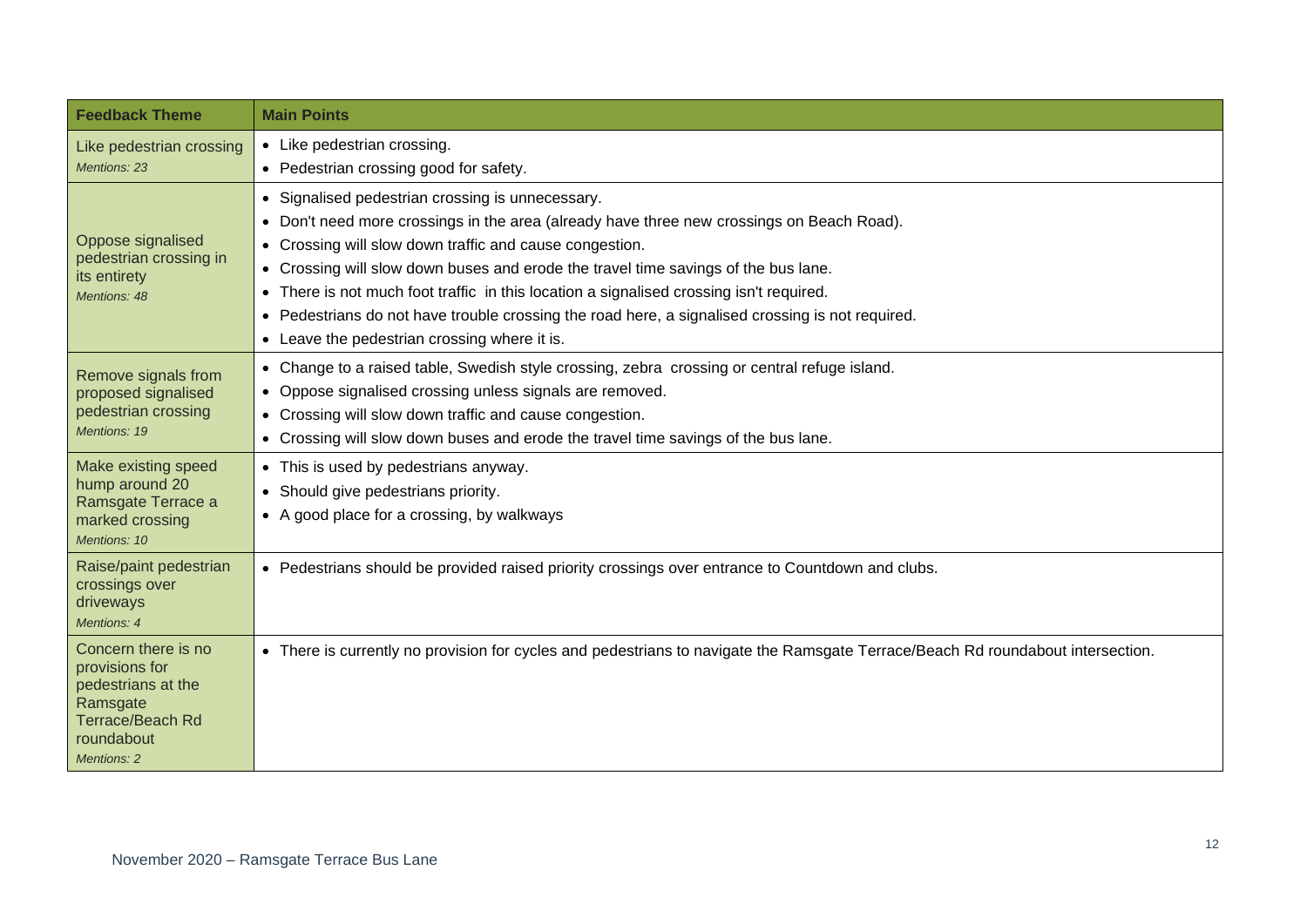| Feedback Theme | Main Points |
|---|---|
| Like pedestrian crossing<br>*Mentions: 23* | • Like pedestrian crossing.<br>• Pedestrian crossing good for safety. |
| Oppose signalised pedestrian crossing in its entirety<br>*Mentions: 48* | • Signalised pedestrian crossing is unnecessary.<br>• Don't need more crossings in the area (already have three new crossings on Beach Road).<br>• Crossing will slow down traffic and cause congestion.<br>• Crossing will slow down buses and erode the travel time savings of the bus lane.<br>• There is not much foot traffic in this location a signalised crossing isn't required.<br>• Pedestrians do not have trouble crossing the road here, a signalised crossing is not required.<br>• Leave the pedestrian crossing where it is. |
| Remove signals from proposed signalised pedestrian crossing<br>*Mentions: 19* | • Change to a raised table, Swedish style crossing, zebra crossing or central refuge island.<br>• Oppose signalised crossing unless signals are removed.<br>• Crossing will slow down traffic and cause congestion.<br>• Crossing will slow down buses and erode the travel time savings of the bus lane. |
| Make existing speed hump around 20 Ramsgate Terrace a marked crossing<br>*Mentions: 10* | • This is used by pedestrians anyway.<br>• Should give pedestrians priority.<br>• A good place for a crossing, by walkways |
| Raise/paint pedestrian crossings over driveways<br>*Mentions: 4* | • Pedestrians should be provided raised priority crossings over entrance to Countdown and clubs. |
| Concern there is no provisions for pedestrians at the Ramsgate Terrace/Beach Rd roundabout<br>*Mentions: 2* | • There is currently no provision for cycles and pedestrians to navigate the Ramsgate Terrace/Beach Rd roundabout intersection. |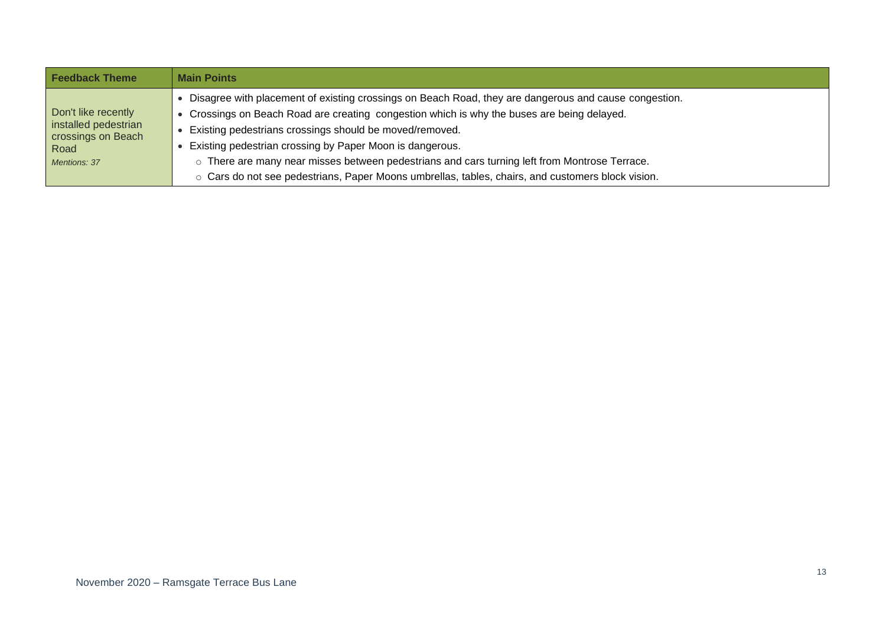| Feedback Theme | Main Points |
|---|---|
| Don't like recently installed pedestrian crossings on Beach Road<br>*Mentions: 37* | • Disagree with placement of existing crossings on Beach Road, they are dangerous and cause congestion.<br>• Crossings on Beach Road are creating congestion which is why the buses are being delayed.<br>• Existing pedestrians crossings should be moved/removed.<br>• Existing pedestrian crossing by Paper Moon is dangerous.<br>○ There are many near misses between pedestrians and cars turning left from Montrose Terrace.<br>○ Cars do not see pedestrians, Paper Moons umbrellas, tables, chairs, and customers block vision. |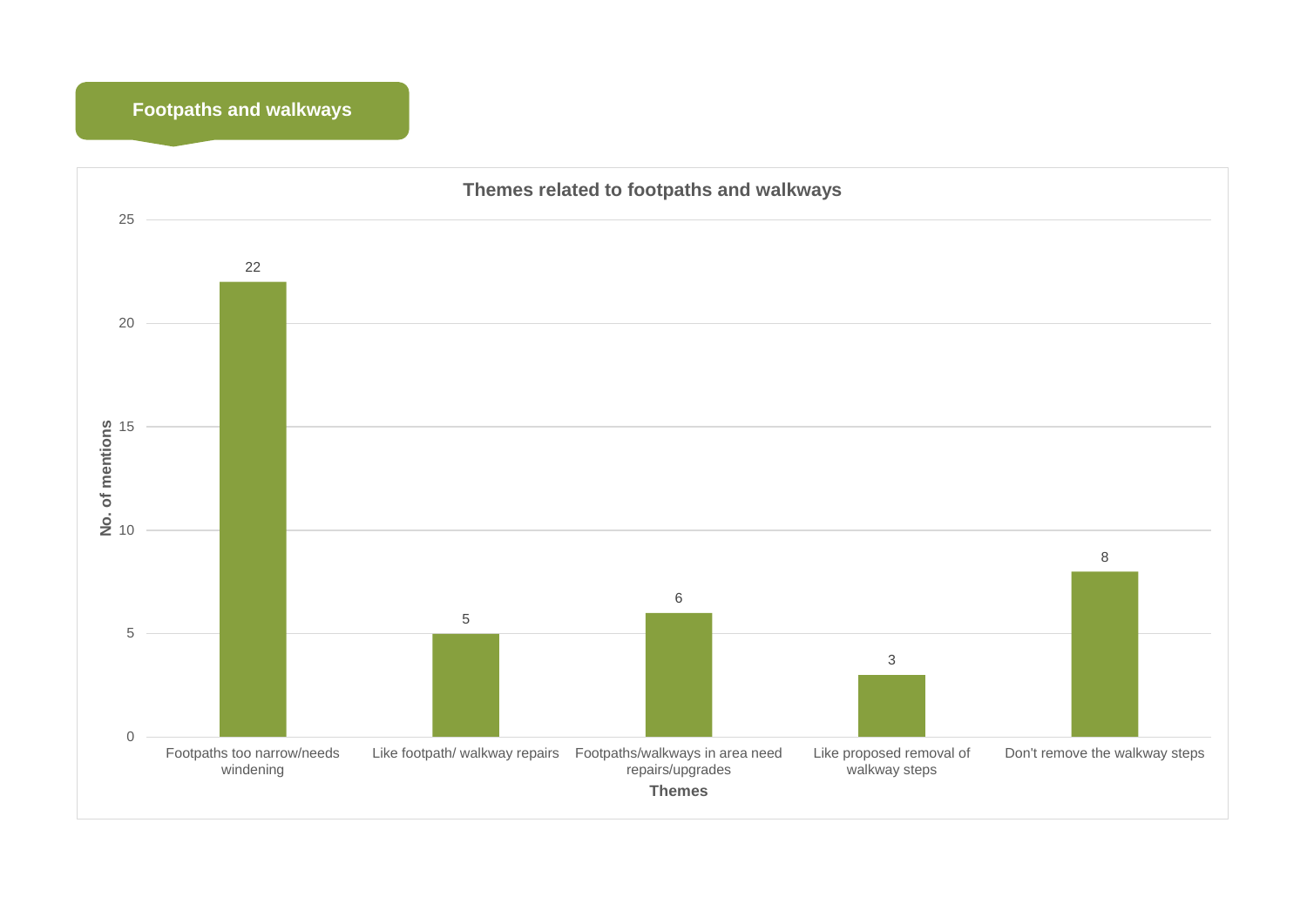## Footpaths and walkways

**Themes related to footpaths and walkways**

| Themes | No. of mentions |
|---|---|
| Footpaths too narrow/needs windening | 22 |
| Like footpath/ walkway repairs | 5 |
| Footpaths/walkways in area need repairs/upgrades | 6 |
| Like proposed removal of walkway steps | 3 |
| Don't remove the walkway steps | 8 |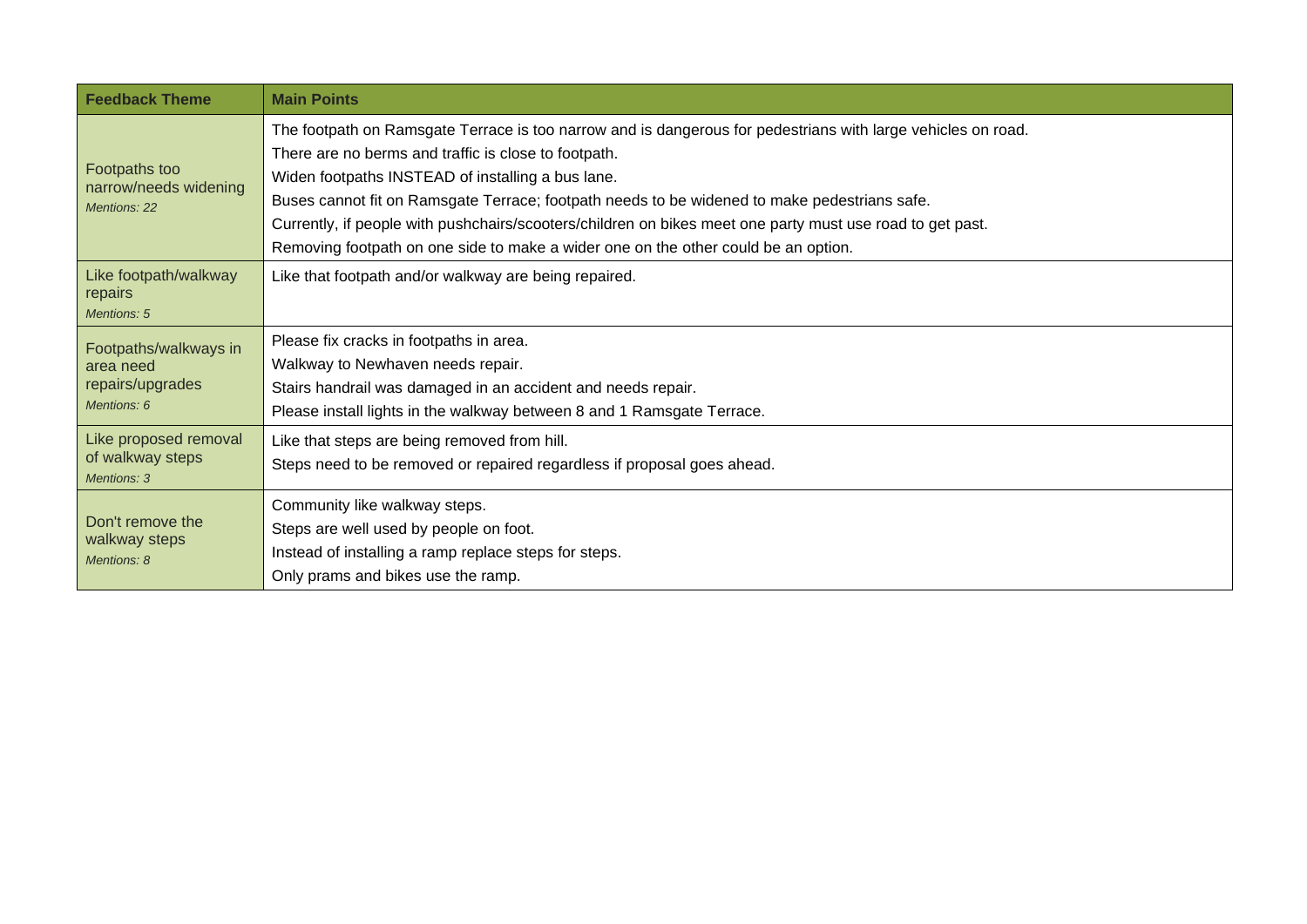| Feedback Theme | Main Points |
|---|---|
| Footpaths too narrow/needs widening<br>*Mentions: 22* | The footpath on Ramsgate Terrace is too narrow and is dangerous for pedestrians with large vehicles on road.<br>There are no berms and traffic is close to footpath.<br>Widen footpaths INSTEAD of installing a bus lane.<br>Buses cannot fit on Ramsgate Terrace; footpath needs to be widened to make pedestrians safe.<br>Currently, if people with pushchairs/scooters/children on bikes meet one party must use road to get past.<br>Removing footpath on one side to make a wider one on the other could be an option. |
| Like footpath/walkway repairs<br>*Mentions: 5* | Like that footpath and/or walkway are being repaired. |
| Footpaths/walkways in area need repairs/upgrades<br>*Mentions: 6* | Please fix cracks in footpaths in area.<br>Walkway to Newhaven needs repair.<br>Stairs handrail was damaged in an accident and needs repair.<br>Please install lights in the walkway between 8 and 1 Ramsgate Terrace. |
| Like proposed removal of walkway steps<br>*Mentions: 3* | Like that steps are being removed from hill.<br>Steps need to be removed or repaired regardless if proposal goes ahead. |
| Don't remove the walkway steps<br>*Mentions: 8* | Community like walkway steps.<br>Steps are well used by people on foot.<br>Instead of installing a ramp replace steps for steps.<br>Only prams and bikes use the ramp. |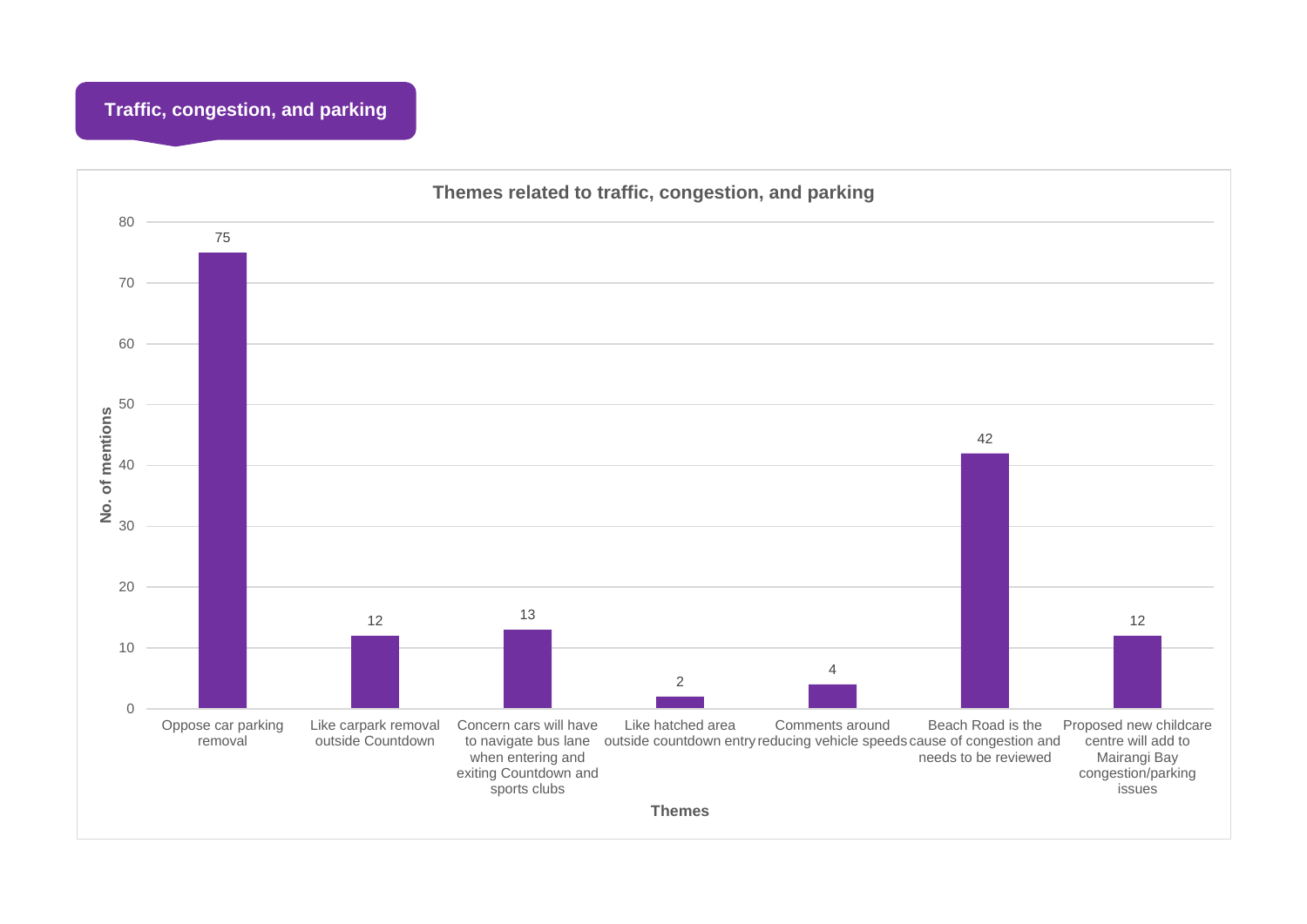## Traffic, congestion, and parking

**Themes related to traffic, congestion, and parking**

| Themes | No. of mentions |
|---|---|
| Oppose car parking removal | 75 |
| Like carpark removal outside Countdown | 12 |
| Concern cars will have to navigate bus lane when entering and exiting Countdown and sports clubs | 13 |
| Like hatched area outside countdown entry | 2 |
| Comments around reducing vehicle speeds | 4 |
| Beach Road is the cause of congestion and needs to be reviewed | 42 |
| Proposed new childcare centre will add to Mairangi Bay congestion/parking issues | 12 |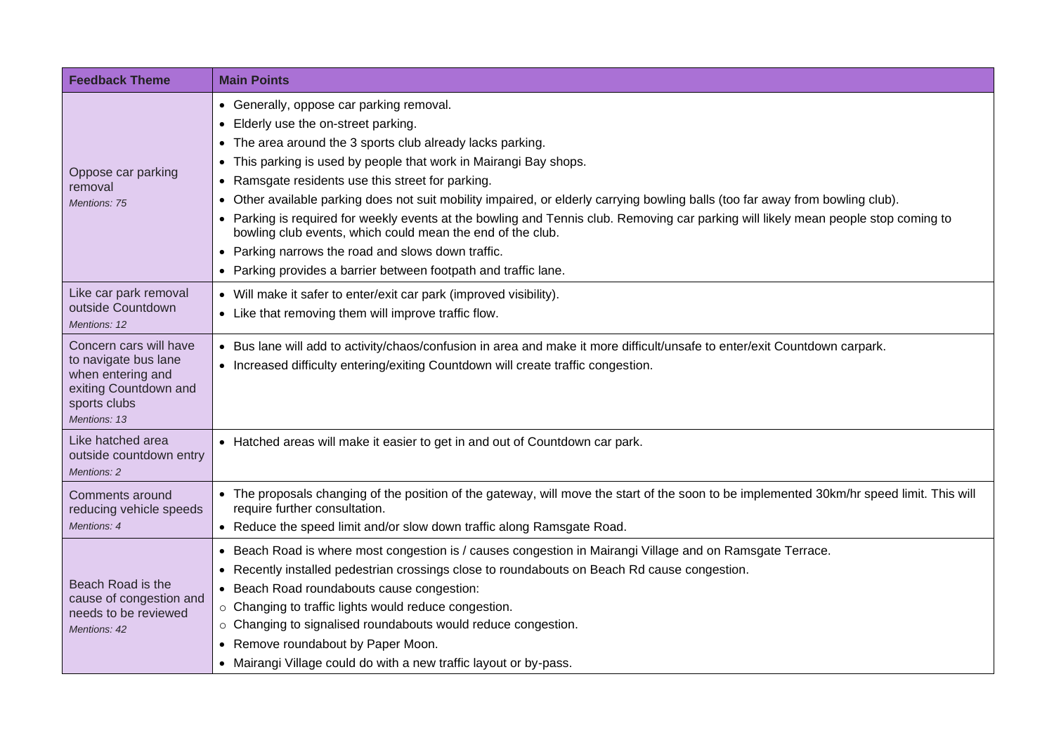| Feedback Theme | Main Points |
|---|---|
| Oppose car parking removal<br>*Mentions: 75* | • Generally, oppose car parking removal.<br>• Elderly use the on-street parking.<br>• The area around the 3 sports club already lacks parking.<br>• This parking is used by people that work in Mairangi Bay shops.<br>• Ramsgate residents use this street for parking.<br>• Other available parking does not suit mobility impaired, or elderly carrying bowling balls (too far away from bowling club).<br>• Parking is required for weekly events at the bowling and Tennis club. Removing car parking will likely mean people stop coming to bowling club events, which could mean the end of the club.<br>• Parking narrows the road and slows down traffic.<br>• Parking provides a barrier between footpath and traffic lane. |
| Like car park removal outside Countdown<br>*Mentions: 12* | • Will make it safer to enter/exit car park (improved visibility).<br>• Like that removing them will improve traffic flow. |
| Concern cars will have to navigate bus lane when entering and exiting Countdown and sports clubs<br>*Mentions: 13* | • Bus lane will add to activity/chaos/confusion in area and make it more difficult/unsafe to enter/exit Countdown carpark.<br>• Increased difficulty entering/exiting Countdown will create traffic congestion. |
| Like hatched area outside countdown entry<br>*Mentions: 2* | • Hatched areas will make it easier to get in and out of Countdown car park. |
| Comments around reducing vehicle speeds<br>*Mentions: 4* | • The proposals changing of the position of the gateway, will move the start of the soon to be implemented 30km/hr speed limit. This will require further consultation.<br>• Reduce the speed limit and/or slow down traffic along Ramsgate Road. |
| Beach Road is the cause of congestion and needs to be reviewed<br>*Mentions: 42* | • Beach Road is where most congestion is / causes congestion in Mairangi Village and on Ramsgate Terrace.<br>• Recently installed pedestrian crossings close to roundabouts on Beach Rd cause congestion.<br>• Beach Road roundabouts cause congestion:<br>○ Changing to traffic lights would reduce congestion.<br>○ Changing to signalised roundabouts would reduce congestion.<br>• Remove roundabout by Paper Moon.<br>• Mairangi Village could do with a new traffic layout or by-pass. |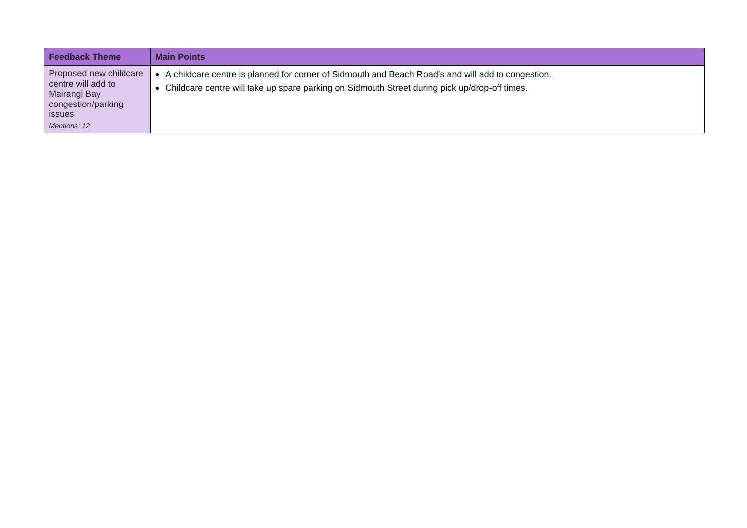| Feedback Theme | Main Points |
| --- | --- |
| Proposed new childcare centre will add to Mairangi Bay congestion/parking issues<br>*Mentions: 12* | • A childcare centre is planned for corner of Sidmouth and Beach Road's and will add to congestion.<br>• Childcare centre will take up spare parking on Sidmouth Street during pick up/drop-off times. |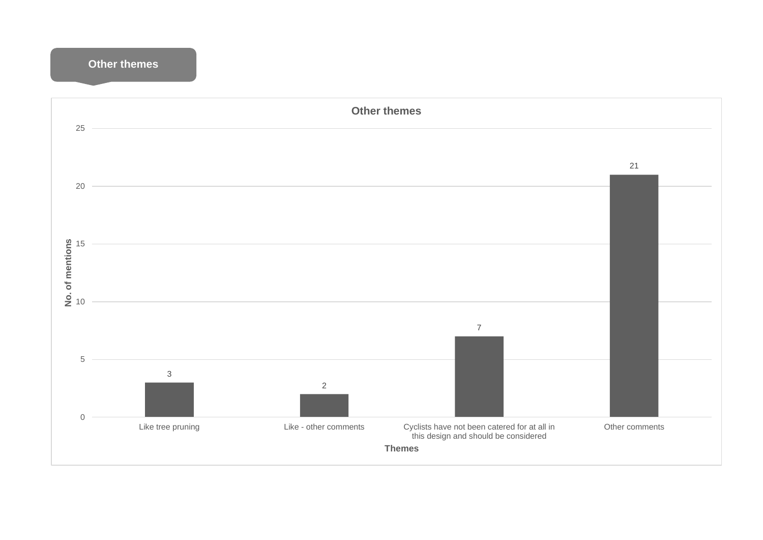## Other themes

**Other themes**

| Themes | No. of mentions |
| --- | --- |
| Like tree pruning | 3 |
| Like - other comments | 2 |
| Cyclists have not been catered for at all in this design and should be considered | 7 |
| Other comments | 21 |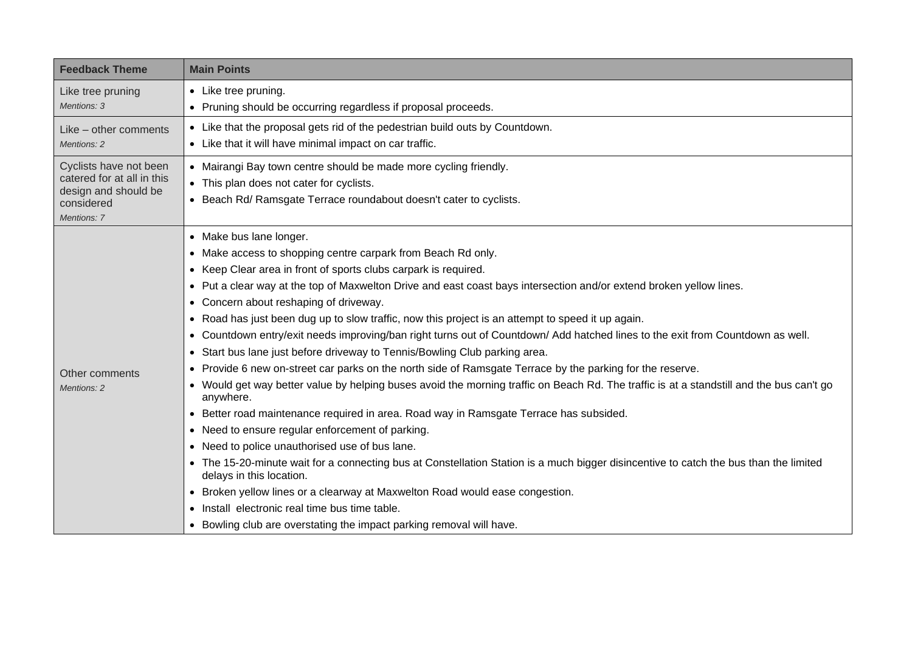| Feedback Theme | Main Points |
|---|---|
| Like tree pruning<br>*Mentions: 3* | • Like tree pruning.<br>• Pruning should be occurring regardless if proposal proceeds. |
| Like – other comments<br>*Mentions: 2* | • Like that the proposal gets rid of the pedestrian build outs by Countdown.<br>• Like that it will have minimal impact on car traffic. |
| Cyclists have not been catered for at all in this design and should be considered<br>*Mentions: 7* | • Mairangi Bay town centre should be made more cycling friendly.<br>• This plan does not cater for cyclists.<br>• Beach Rd/ Ramsgate Terrace roundabout doesn't cater to cyclists. |
| Other comments<br>*Mentions: 2* | • Make bus lane longer.<br>• Make access to shopping centre carpark from Beach Rd only.<br>• Keep Clear area in front of sports clubs carpark is required.<br>• Put a clear way at the top of Maxwelton Drive and east coast bays intersection and/or extend broken yellow lines.<br>• Concern about reshaping of driveway.<br>• Road has just been dug up to slow traffic, now this project is an attempt to speed it up again.<br>• Countdown entry/exit needs improving/ban right turns out of Countdown/ Add hatched lines to the exit from Countdown as well.<br>• Start bus lane just before driveway to Tennis/Bowling Club parking area.<br>• Provide 6 new on-street car parks on the north side of Ramsgate Terrace by the parking for the reserve.<br>• Would get way better value by helping buses avoid the morning traffic on Beach Rd. The traffic is at a standstill and the bus can't go anywhere.<br>• Better road maintenance required in area. Road way in Ramsgate Terrace has subsided.<br>• Need to ensure regular enforcement of parking.<br>• Need to police unauthorised use of bus lane.<br>• The 15-20-minute wait for a connecting bus at Constellation Station is a much bigger disincentive to catch the bus than the limited delays in this location.<br>• Broken yellow lines or a clearway at Maxwelton Road would ease congestion.<br>• Install electronic real time bus time table.<br>• Bowling club are overstating the impact parking removal will have. |